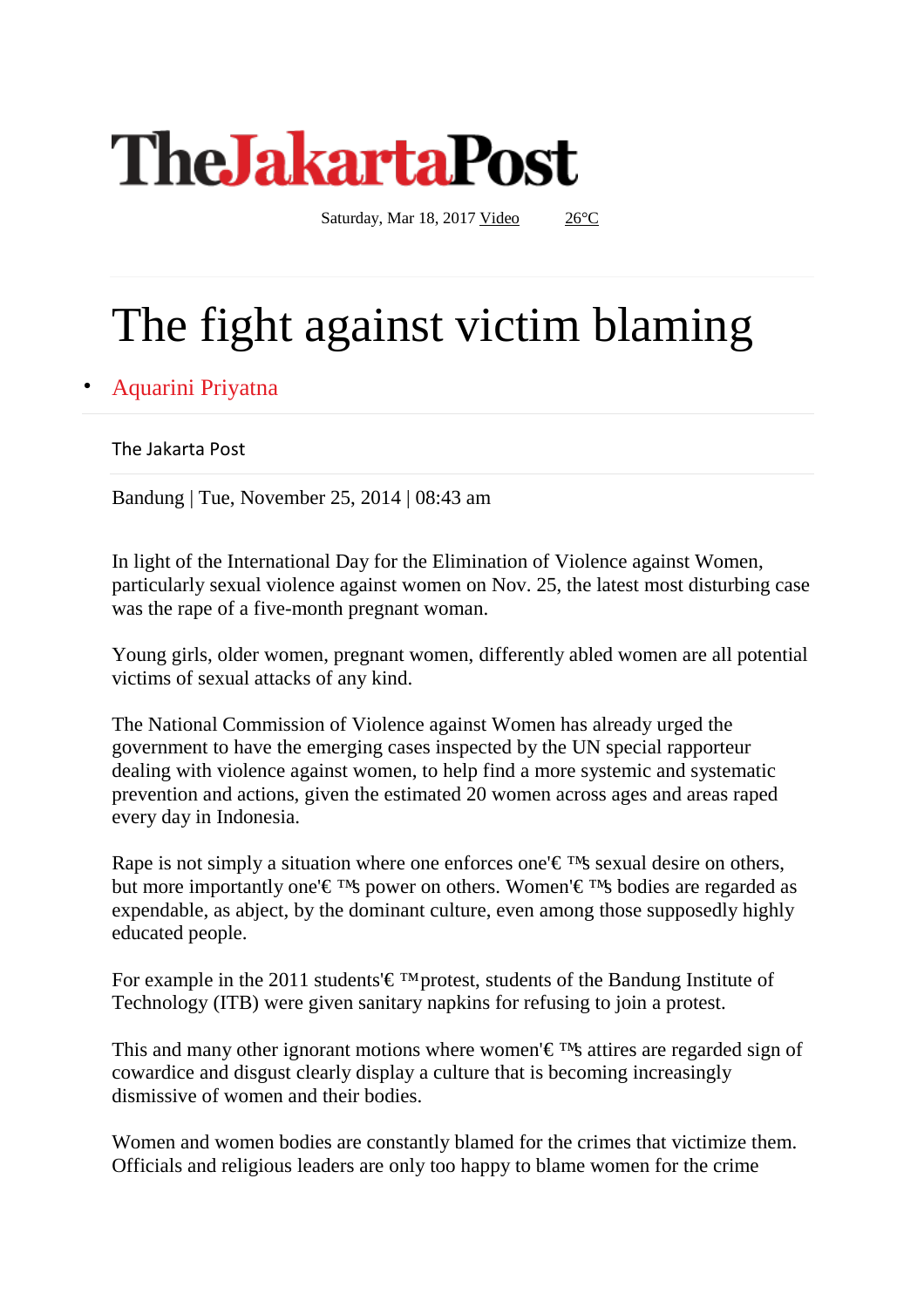# TheJakartaPost

Saturday, Mar 18, 2017 Video 26°C

# The fight against victim blaming

- Aquarini Priyatna

The Jakarta Post

Bandung | Tue, November 25, 2014 | 08:43 am

In light of the International Day for the Elimination of Violence against Women, particularly sexual violence against women on Nov. 25, the latest most disturbing case was the rape of a five-month pregnant woman.

Young girls, older women, pregnant women, differently abled women are all potential victims of sexual attacks of any kind.

The National Commission of Violence against Women has already urged the government to have the emerging cases inspected by the UN special rapporteur dealing with violence against women, to help find a more systemic and systematic prevention and actions, given the estimated 20 women across ages and areas raped every day in Indonesia.

Rape is not simply a situation where one enforces one'€ ™s sexual desire on others, but more importantly one'€ ™s power on others. Women'€ ™s bodies are regarded as expendable, as abject, by the dominant culture, even among those supposedly highly educated people.

For example in the 2011 students'€ ™protest, students of the Bandung Institute of Technology (ITB) were given sanitary napkins for refusing to join a protest.

This and many other ignorant motions where women'€ ™s attires are regarded sign of cowardice and disgust clearly display a culture that is becoming increasingly dismissive of women and their bodies.

Women and women bodies are constantly blamed for the crimes that victimize them. Officials and religious leaders are only too happy to blame women for the crime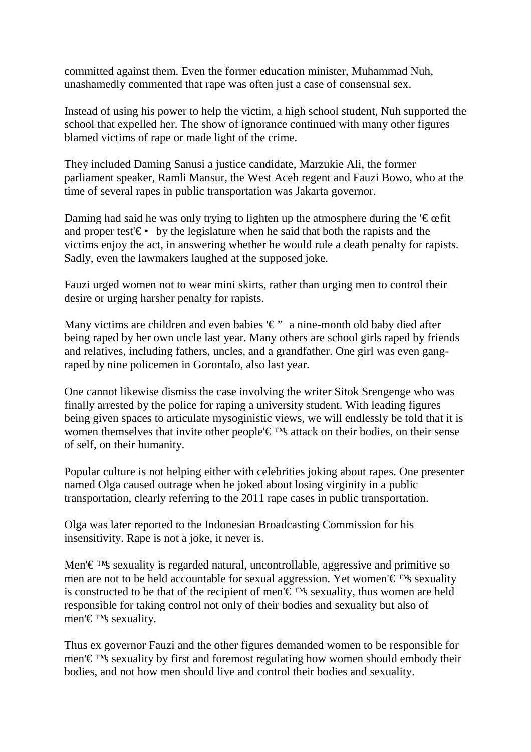committed against them. Even the former education minister, Muhammad Nuh, unashamedly commented that rape was often just a case of consensual sex.

Instead of using his power to help the victim, a high school student, Nuh supported the school that expelled her. The show of ignorance continued with many other figures blamed victims of rape or made light of the crime.

They included Daming Sanusi a justice candidate, Marzukie Ali, the former parliament speaker, Ramli Mansur, the West Aceh regent and Fauzi Bowo, who at the time of several rapes in public transportation was Jakarta governor.

Daming had said he was only trying to lighten up the atmosphere during the '€œfit and proper test'€• by the legislature when he said that both the rapists and the victims enjoy the act, in answering whether he would rule a death penalty for rapists. Sadly, even the lawmakers laughed at the supposed joke.

Fauzi urged women not to wear mini skirts, rather than urging men to control their desire or urging harsher penalty for rapists.

Many victims are children and even babies '€" a nine-month old baby died after being raped by her own uncle last year. Many others are school girls raped by friends and relatives, including fathers, uncles, and a grandfather. One girl was even gang-raped by nine policemen in Gorontalo, also last year.

One cannot likewise dismiss the case involving the writer Sitok Srengenge who was finally arrested by the police for raping a university student. With leading figures being given spaces to articulate mysoginistic views, we will endlessly be told that it is women themselves that invite other people'€™s attack on their bodies, on their sense of self, on their humanity.

Popular culture is not helping either with celebrities joking about rapes. One presenter named Olga caused outrage when he joked about losing virginity in a public transportation, clearly referring to the 2011 rape cases in public transportation.

Olga was later reported to the Indonesian Broadcasting Commission for his insensitivity. Rape is not a joke, it never is.

Men'€™s sexuality is regarded natural, uncontrollable, aggressive and primitive so men are not to be held accountable for sexual aggression. Yet women'€™s sexuality is constructed to be that of the recipient of men'€™s sexuality, thus women are held responsible for taking control not only of their bodies and sexuality but also of men'€™s sexuality.

Thus ex governor Fauzi and the other figures demanded women to be responsible for men'€™s sexuality by first and foremost regulating how women should embody their bodies, and not how men should live and control their bodies and sexuality.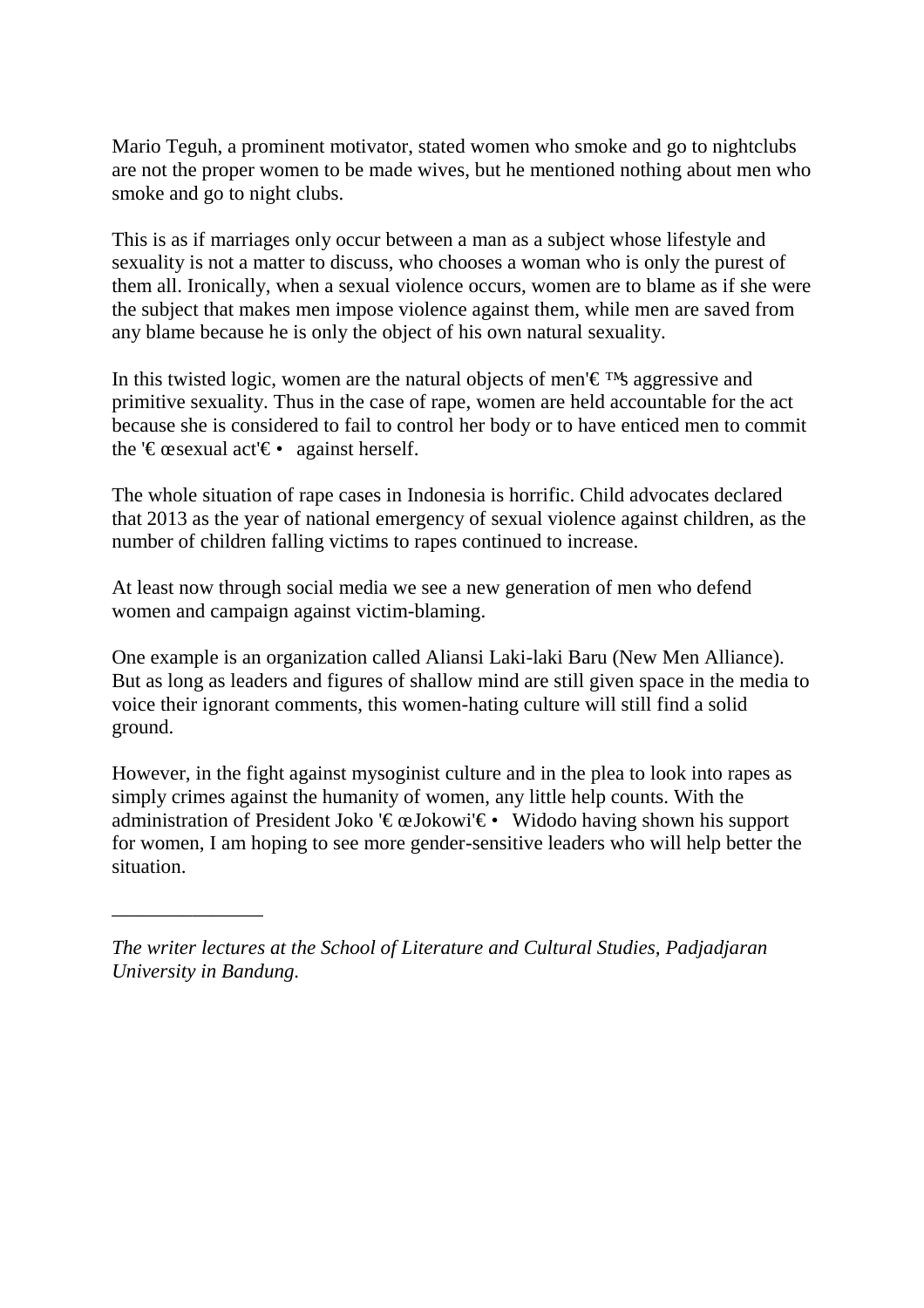Mario Teguh, a prominent motivator, stated women who smoke and go to nightclubs are not the proper women to be made wives, but he mentioned nothing about men who smoke and go to night clubs.

This is as if marriages only occur between a man as a subject whose lifestyle and sexuality is not a matter to discuss, who chooses a woman who is only the purest of them all. Ironically, when a sexual violence occurs, women are to blame as if she were the subject that makes men impose violence against them, while men are saved from any blame because he is only the object of his own natural sexuality.

In this twisted logic, women are the natural objects of men'€™s aggressive and primitive sexuality. Thus in the case of rape, women are held accountable for the act because she is considered to fail to control her body or to have enticed men to commit the '€œsexual act'€• against herself.

The whole situation of rape cases in Indonesia is horrific. Child advocates declared that 2013 as the year of national emergency of sexual violence against children, as the number of children falling victims to rapes continued to increase.

At least now through social media we see a new generation of men who defend women and campaign against victim-blaming.

One example is an organization called Aliansi Laki-laki Baru (New Men Alliance). But as long as leaders and figures of shallow mind are still given space in the media to voice their ignorant comments, this women-hating culture will still find a solid ground.

However, in the fight against mysoginist culture and in the plea to look into rapes as simply crimes against the humanity of women, any little help counts. With the administration of President Joko '€œJokowi'€• Widodo having shown his support for women, I am hoping to see more gender-sensitive leaders who will help better the situation.

---

*The writer lectures at the School of Literature and Cultural Studies, Padjadjaran University in Bandung.*